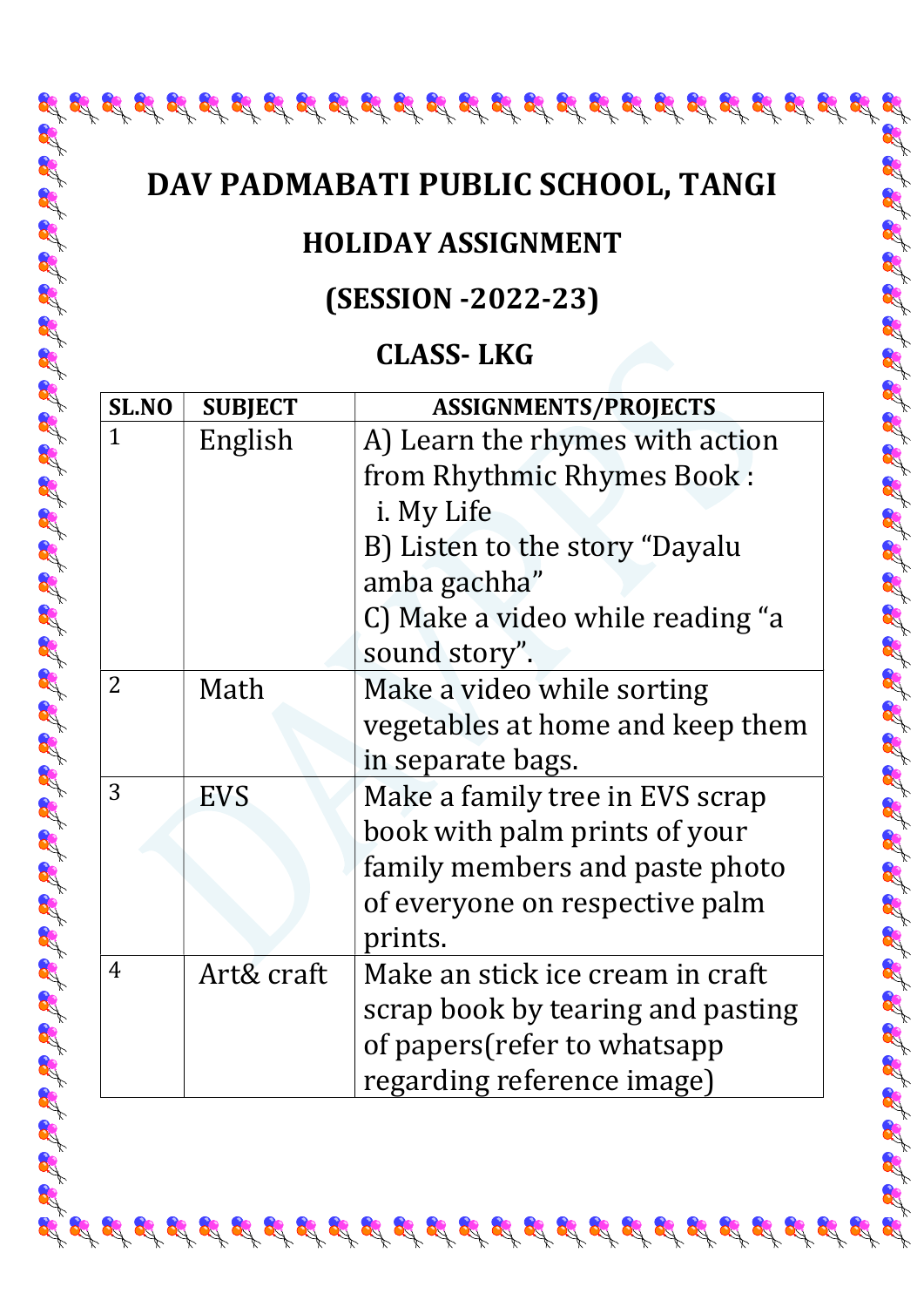# DAV PADMABATI PUBLIC SCHOOL, TANGI

## HOLIDAY ASSIGNMENT

## (SESSION -2022-23)

## CLASS- LKG

| SL.NO | SUBJECT | ASSIGNMENTS/PROJECTS |
|---|---|---|
| 1 | English | A) Learn the rhymes with action from Rhythmic Rhymes Book :<br>i. My Life<br>B) Listen to the story "Dayalu amba gachha"<br>C) Make a video while reading "a sound story". |
| 2 | Math | Make a video while sorting vegetables at home and keep them in separate bags. |
| 3 | EVS | Make a family tree in EVS scrap book with palm prints of your family members and paste photo of everyone on respective palm prints. |
| 4 | Art& craft | Make an stick ice cream in craft scrap book by tearing and pasting of papers(refer to whatsapp regarding reference image) |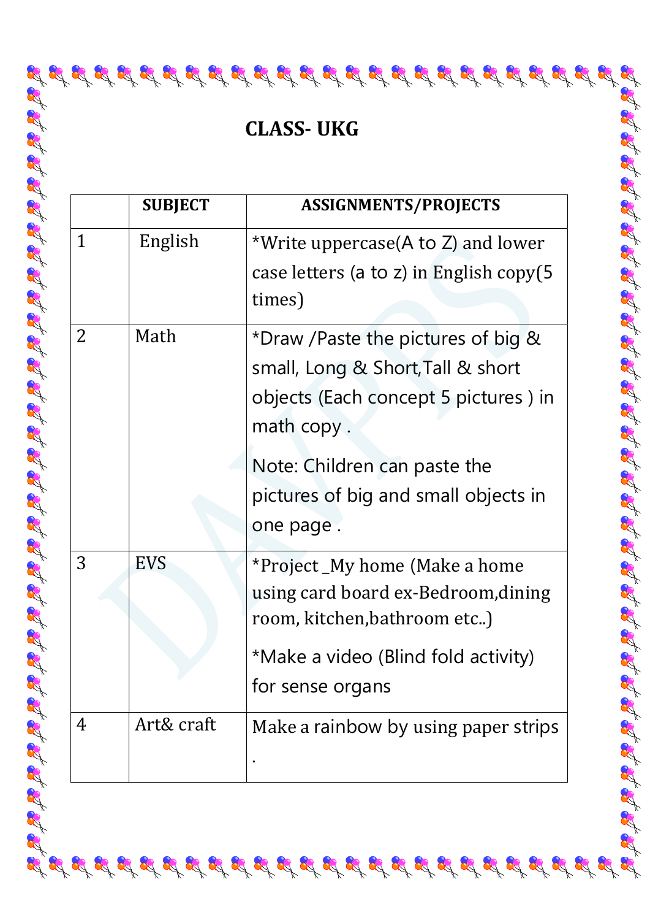# CLASS- UKG

| | SUBJECT | ASSIGNMENTS/PROJECTS |
|---|---|---|
| 1 | English | *Write uppercase(A to Z) and lower case letters (a to z) in English copy(5 times) |
| 2 | Math | *Draw /Paste the pictures of big & small, Long & Short,Tall & short objects (Each concept 5 pictures ) in math copy .<br><br>Note: Children can paste the pictures of big and small objects in one page . |
| 3 | EVS | *Project _My home (Make a home using card board ex-Bedroom,dining room, kitchen,bathroom etc..)<br><br>*Make a video (Blind fold activity) for sense organs |
| 4 | Art& craft | Make a rainbow by using paper strips . |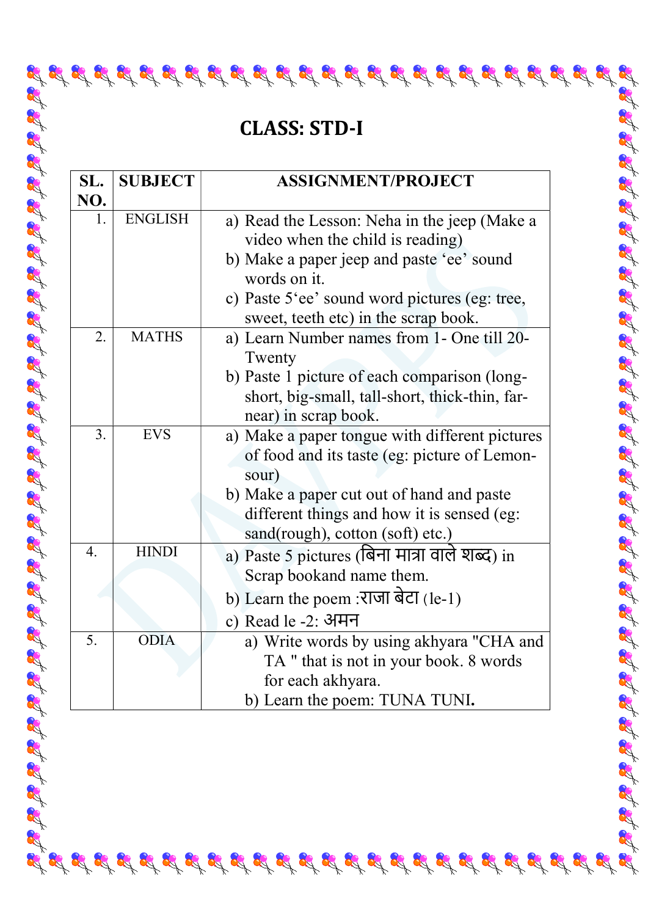## CLASS: STD-I

| SL. NO. | SUBJECT | ASSIGNMENT/PROJECT |
|---|---|---|
| 1. | ENGLISH | a) Read the Lesson: Neha in the jeep (Make a video when the child is reading)<br>b) Make a paper jeep and paste 'ee' sound words on it.<br>c) Paste 5'ee' sound word pictures (eg: tree, sweet, teeth etc) in the scrap book. |
| 2. | MATHS | a) Learn Number names from 1- One till 20- Twenty<br>b) Paste 1 picture of each comparison (long-short, big-small, tall-short, thick-thin, far-near) in scrap book. |
| 3. | EVS | a) Make a paper tongue with different pictures of food and its taste (eg: picture of Lemon-sour)<br>b) Make a paper cut out of hand and paste different things and how it is sensed (eg: sand(rough), cotton (soft) etc.) |
| 4. | HINDI | a) Paste 5 pictures (बिना मात्रा वाले शब्द) in Scrap bookand name them.<br>b) Learn the poem :राजा बेटा (le-1)<br>c) Read le -2: अमन |
| 5. | ODIA | a) Write words by using akhyara "CHA and TA " that is not in your book. 8 words for each akhyara.<br>b) Learn the poem: TUNA TUNI**.** |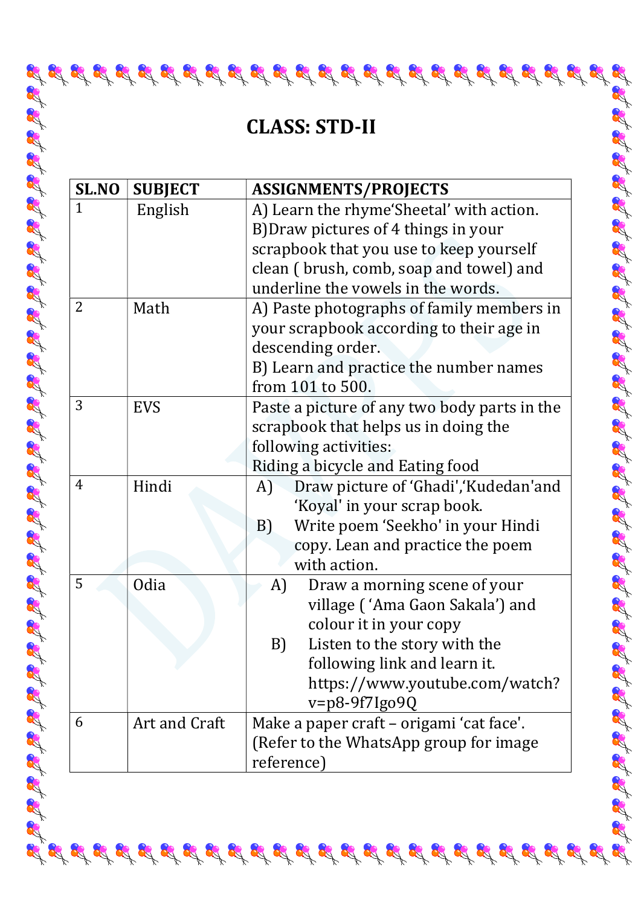# CLASS: STD-II

| SL.NO | SUBJECT | ASSIGNMENTS/PROJECTS |
|---|---|---|
| 1 | English | A) Learn the rhyme'Sheetal' with action.<br>B)Draw pictures of 4 things in your scrapbook that you use to keep yourself clean ( brush, comb, soap and towel) and underline the vowels in the words. |
| 2 | Math | A) Paste photographs of family members in your scrapbook according to their age in descending order.<br>B) Learn and practice the number names from 101 to 500. |
| 3 | EVS | Paste a picture of any two body parts in the scrapbook that helps us in doing the following activities:<br>Riding a bicycle and Eating food |
| 4 | Hindi | A) Draw picture of 'Ghadi','Kudedan'and 'Koyal' in your scrap book.<br>B) Write poem 'Seekho' in your Hindi copy. Lean and practice the poem with action. |
| 5 | Odia | A) Draw a morning scene of your village ( 'Ama Gaon Sakala') and colour it in your copy<br>B) Listen to the story with the following link and learn it. https://www.youtube.com/watch?v=p8-9f7Igo9Q |
| 6 | Art and Craft | Make a paper craft – origami 'cat face'. (Refer to the WhatsApp group for image reference) |